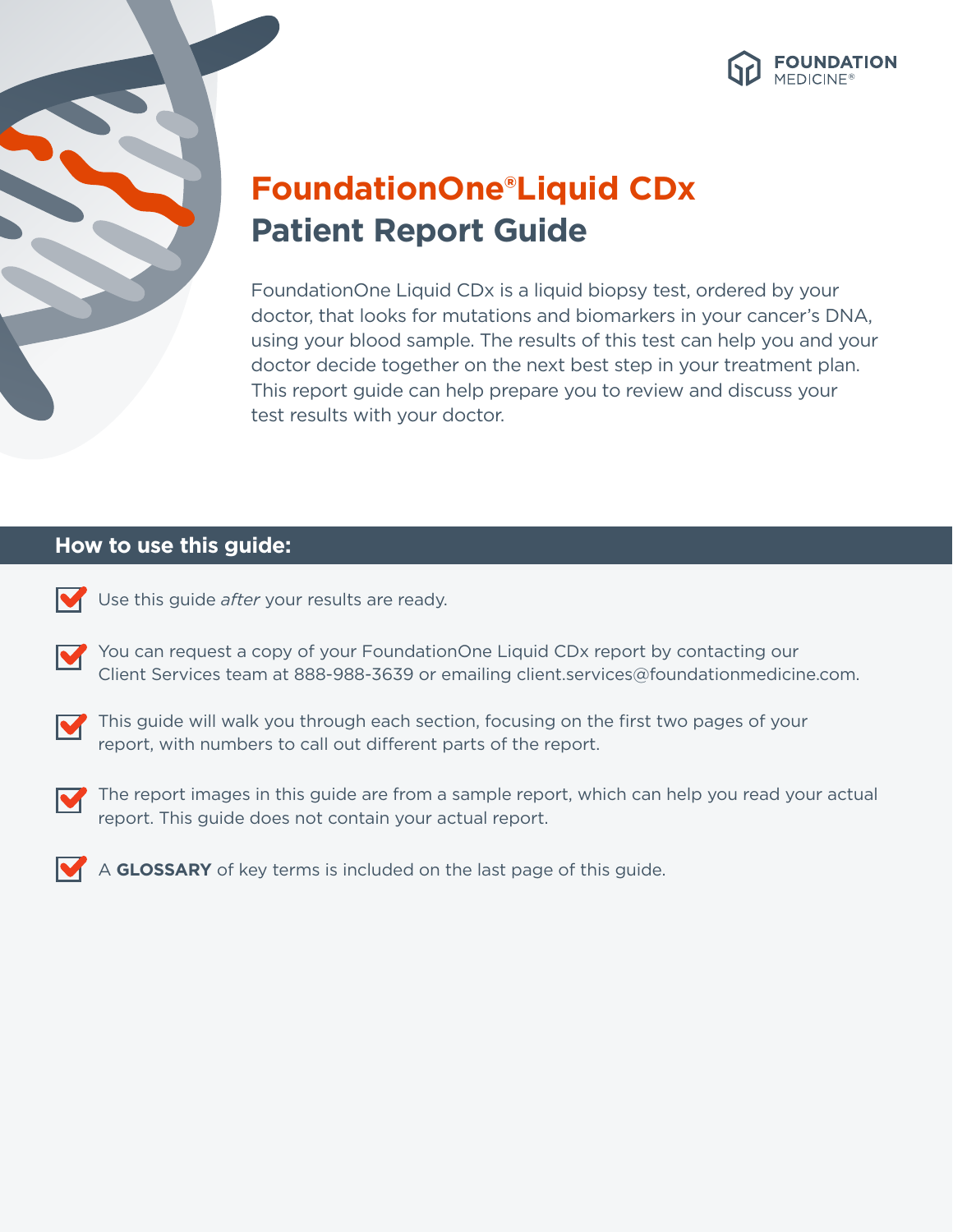FOUNDATION MEDICINE®

# FoundationOne®Liquid CDx Patient Report Guide

FoundationOne Liquid CDx is a liquid biopsy test, ordered by your doctor, that looks for mutations and biomarkers in your cancer's DNA, using your blood sample. The results of this test can help you and your doctor decide together on the next best step in your treatment plan. This report guide can help prepare you to review and discuss your test results with your doctor.

## How to use this guide:

- Use this guide *after* your results are ready.
- You can request a copy of your FoundationOne Liquid CDx report by contacting our Client Services team at 888-988-3639 or emailing client.services@foundationmedicine.com.
- This guide will walk you through each section, focusing on the first two pages of your report, with numbers to call out different parts of the report.
- The report images in this guide are from a sample report, which can help you read your actual report. This guide does not contain your actual report.
- A **GLOSSARY** of key terms is included on the last page of this guide.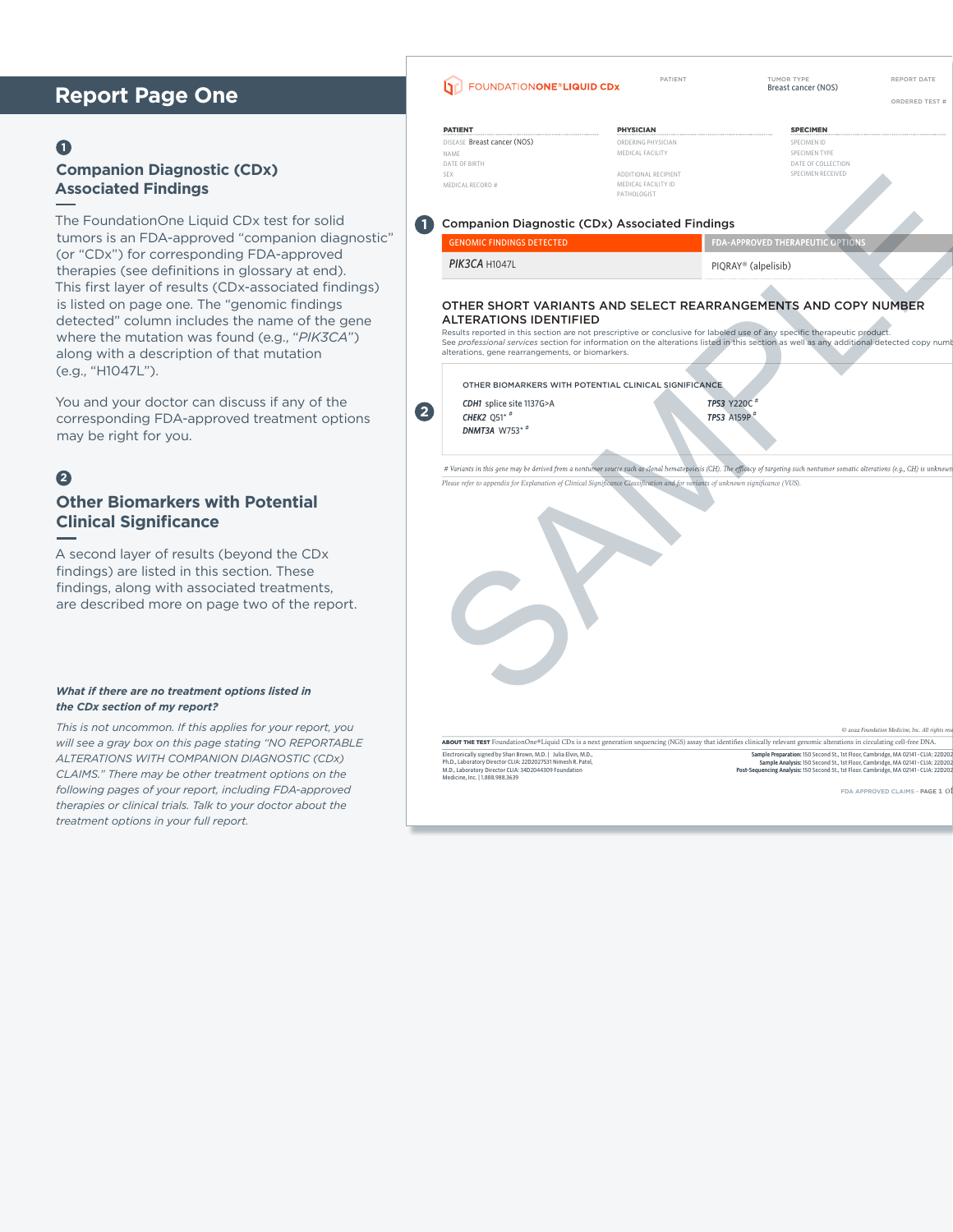# Report Page One

## 1 Companion Diagnostic (CDx) Associated Findings

The FoundationOne Liquid CDx test for solid tumors is an FDA-approved "companion diagnostic" (or "CDx") for corresponding FDA-approved therapies (see definitions in glossary at end). This first layer of results (CDx-associated findings) is listed on page one. The "genomic findings detected" column includes the name of the gene where the mutation was found (e.g., "*PIK3CA*") along with a description of that mutation (e.g., "H1047L").

You and your doctor can discuss if any of the corresponding FDA-approved treatment options may be right for you.

## 2 Other Biomarkers with Potential Clinical Significance

A second layer of results (beyond the CDx findings) are listed in this section. These findings, along with associated treatments, are described more on page two of the report.

***What if there are no treatment options listed in the CDx section of my report?***

*This is not uncommon. If this applies for your report, you will see a gray box on this page stating "NO REPORTABLE ALTERATIONS WITH COMPANION DIAGNOSTIC (CDx) CLAIMS." There may be other treatment options on the following pages of your report, including FDA-approved therapies or clinical trials. Talk to your doctor about the treatment options in your full report.*

---

FOUNDATIONONE®LIQUID CDx

PATIENT | TUMOR TYPE: Breast cancer (NOS) | REPORT DATE | ORDERED TEST #

**PATIENT**
DISEASE Breast cancer (NOS)
NAME
DATE OF BIRTH
SEX
MEDICAL RECORD #

**PHYSICIAN**
ORDERING PHYSICIAN
MEDICAL FACILITY
ADDITIONAL RECIPIENT
MEDICAL FACILITY ID
PATHOLOGIST

**SPECIMEN**
SPECIMEN ID
SPECIMEN TYPE
DATE OF COLLECTION
SPECIMEN RECEIVED

### 1 Companion Diagnostic (CDx) Associated Findings

| GENOMIC FINDINGS DETECTED | FDA-APPROVED THERAPEUTIC OPTIONS |
|---|---|
| *PIK3CA* H1047L | PIQRAY® (alpelisib) |

### OTHER SHORT VARIANTS AND SELECT REARRANGEMENTS AND COPY NUMBER ALTERATIONS IDENTIFIED

Results reported in this section are not prescriptive or conclusive for labeled use of any specific therapeutic product. See *professional services* section for information on the alterations listed in this section as well as any additional detected copy numb[er] alterations, gene rearrangements, or biomarkers.

**2** OTHER BIOMARKERS WITH POTENTIAL CLINICAL SIGNIFICANCE

- *CDH1* splice site 1137G>A
- *CHEK2* Q51* #
- *DNMT3A* W753* #
- *TP53* Y220C #
- *TP53* A159P #

*# Variants in this gene may be derived from a nontumor source such as clonal hematopoiesis (CH). The efficacy of targeting such nontumor somatic alterations (e.g., CH) is unknown*

*Please refer to appendix for Explanation of Clinical Significance Classification and for variants of unknown significance (VUS).*

SAMPLE

**ABOUT THE TEST** FoundationOne®Liquid CDx is a next generation sequencing (NGS) assay that identifies clinically relevant genomic alterations in circulating cell-free DNA.

Electronically signed by Shari Brown, M.D. | Julia Elvin, M.D., Ph.D., Laboratory Director CLIA: 22D2027531 Nimesh R. Patel, M.D., Laboratory Director CLIA: 34D2044309 Foundation Medicine, Inc. | 1.888.988.3639

**Sample Preparation:** 150 Second St., 1st Floor, Cambridge, MA 02141 · CLIA: 22D202
**Sample Analysis:** 150 Second St., 1st Floor, Cambridge, MA 02141 · CLIA: 22D202
**Post-Sequencing Analysis:** 150 Second St., 1st Floor, Cambridge, MA 02141 · CLIA: 22D202

© 2022 Foundation Medicine, Inc. All rights res[erved]

FDA APPROVED CLAIMS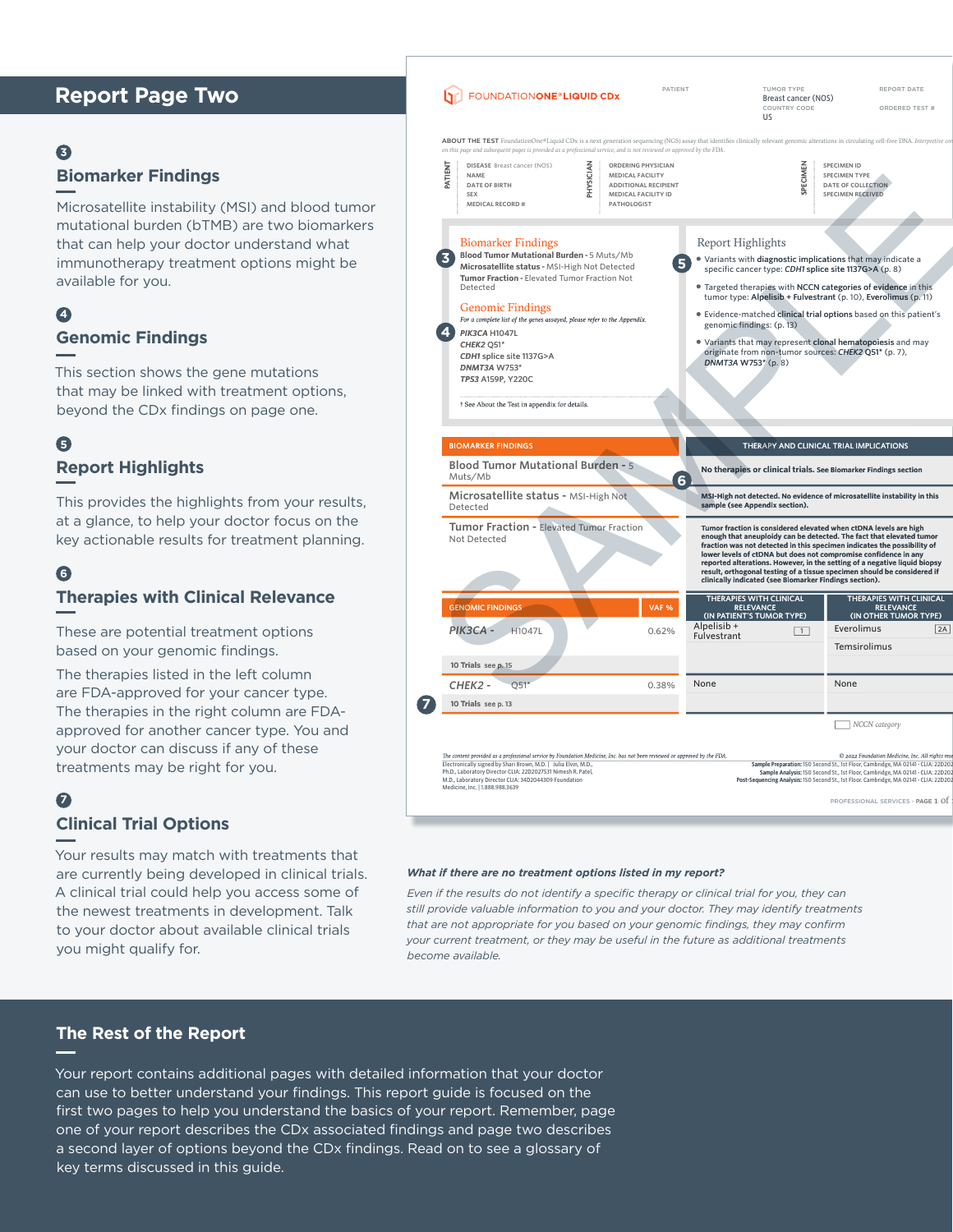# Report Page Two

## 3 Biomarker Findings

Microsatellite instability (MSI) and blood tumor mutational burden (bTMB) are two biomarkers that can help your doctor understand what immunotherapy treatment options might be available for you.

## 4 Genomic Findings

This section shows the gene mutations that may be linked with treatment options, beyond the CDx findings on page one.

## 5 Report Highlights

This provides the highlights from your results, at a glance, to help your doctor focus on the key actionable results for treatment planning.

## 6 Therapies with Clinical Relevance

These are potential treatment options based on your genomic findings.

The therapies listed in the left column are FDA-approved for your cancer type. The therapies in the right column are FDA-approved for another cancer type. You and your doctor can discuss if any of these treatments may be right for you.

## 7 Clinical Trial Options

Your results may match with treatments that are currently being developed in clinical trials. A clinical trial could help you access some of the newest treatments in development. Talk to your doctor about available clinical trials you might qualify for.

***What if there are no treatment options listed in my report?***

*Even if the results do not identify a specific therapy or clinical trial for you, they can still provide valuable information to you and your doctor. They may identify treatments that are not appropriate for you based on your genomic findings, they may confirm your current treatment, or they may be useful in the future as additional treatments become available.*

## The Rest of the Report

Your report contains additional pages with detailed information that your doctor can use to better understand your findings. This report guide is focused on the first two pages to help you understand the basics of your report. Remember, page one of your report describes the CDx associated findings and page two describes a second layer of options beyond the CDx findings. Read on to see a glossary of key terms discussed in this guide.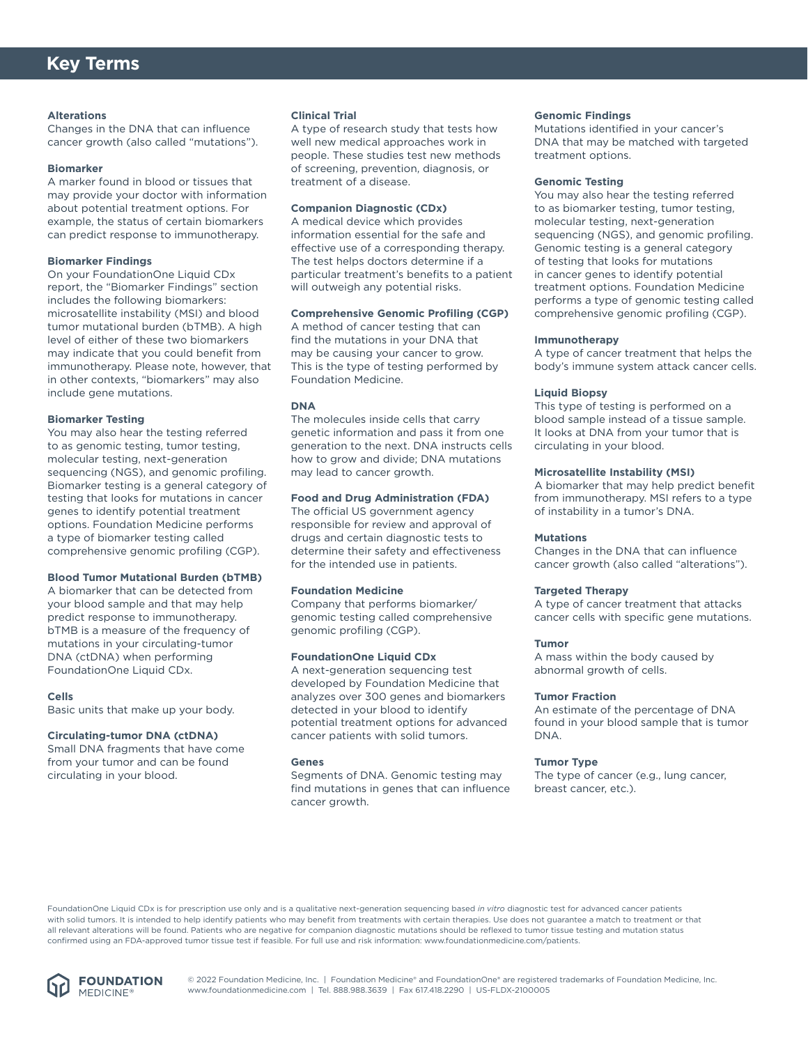# Key Terms

**Alterations**
Changes in the DNA that can influence cancer growth (also called "mutations").

**Biomarker**
A marker found in blood or tissues that may provide your doctor with information about potential treatment options. For example, the status of certain biomarkers can predict response to immunotherapy.

**Biomarker Findings**
On your FoundationOne Liquid CDx report, the "Biomarker Findings" section includes the following biomarkers: microsatellite instability (MSI) and blood tumor mutational burden (bTMB). A high level of either of these two biomarkers may indicate that you could benefit from immunotherapy. Please note, however, that in other contexts, "biomarkers" may also include gene mutations.

**Biomarker Testing**
You may also hear the testing referred to as genomic testing, tumor testing, molecular testing, next-generation sequencing (NGS), and genomic profiling. Biomarker testing is a general category of testing that looks for mutations in cancer genes to identify potential treatment options. Foundation Medicine performs a type of biomarker testing called comprehensive genomic profiling (CGP).

**Blood Tumor Mutational Burden (bTMB)**
A biomarker that can be detected from your blood sample and that may help predict response to immunotherapy. bTMB is a measure of the frequency of mutations in your circulating-tumor DNA (ctDNA) when performing FoundationOne Liquid CDx.

**Cells**
Basic units that make up your body.

**Circulating-tumor DNA (ctDNA)**
Small DNA fragments that have come from your tumor and can be found circulating in your blood.

**Clinical Trial**
A type of research study that tests how well new medical approaches work in people. These studies test new methods of screening, prevention, diagnosis, or treatment of a disease.

**Companion Diagnostic (CDx)**
A medical device which provides information essential for the safe and effective use of a corresponding therapy. The test helps doctors determine if a particular treatment's benefits to a patient will outweigh any potential risks.

**Comprehensive Genomic Profiling (CGP)**
A method of cancer testing that can find the mutations in your DNA that may be causing your cancer to grow. This is the type of testing performed by Foundation Medicine.

**DNA**
The molecules inside cells that carry genetic information and pass it from one generation to the next. DNA instructs cells how to grow and divide; DNA mutations may lead to cancer growth.

**Food and Drug Administration (FDA)**
The official US government agency responsible for review and approval of drugs and certain diagnostic tests to determine their safety and effectiveness for the intended use in patients.

**Foundation Medicine**
Company that performs biomarker/genomic testing called comprehensive genomic profiling (CGP).

**FoundationOne Liquid CDx**
A next-generation sequencing test developed by Foundation Medicine that analyzes over 300 genes and biomarkers detected in your blood to identify potential treatment options for advanced cancer patients with solid tumors.

**Genes**
Segments of DNA. Genomic testing may find mutations in genes that can influence cancer growth.

**Genomic Findings**
Mutations identified in your cancer's DNA that may be matched with targeted treatment options.

**Genomic Testing**
You may also hear the testing referred to as biomarker testing, tumor testing, molecular testing, next-generation sequencing (NGS), and genomic profiling. Genomic testing is a general category of testing that looks for mutations in cancer genes to identify potential treatment options. Foundation Medicine performs a type of genomic testing called comprehensive genomic profiling (CGP).

**Immunotherapy**
A type of cancer treatment that helps the body's immune system attack cancer cells.

**Liquid Biopsy**
This type of testing is performed on a blood sample instead of a tissue sample. It looks at DNA from your tumor that is circulating in your blood.

**Microsatellite Instability (MSI)**
A biomarker that may help predict benefit from immunotherapy. MSI refers to a type of instability in a tumor's DNA.

**Mutations**
Changes in the DNA that can influence cancer growth (also called "alterations").

**Targeted Therapy**
A type of cancer treatment that attacks cancer cells with specific gene mutations.

**Tumor**
A mass within the body caused by abnormal growth of cells.

**Tumor Fraction**
An estimate of the percentage of DNA found in your blood sample that is tumor DNA.

**Tumor Type**
The type of cancer (e.g., lung cancer, breast cancer, etc.).

FoundationOne Liquid CDx is for prescription use only and is a qualitative next-generation sequencing based *in vitro* diagnostic test for advanced cancer patients with solid tumors. It is intended to help identify patients who may benefit from treatments with certain therapies. Use does not guarantee a match to treatment or that all relevant alterations will be found. Patients who are negative for companion diagnostic mutations should be reflexed to tumor tissue testing and mutation status confirmed using an FDA-approved tumor tissue test if feasible. For full use and risk information: www.foundationmedicine.com/patients.

FOUNDATION MEDICINE®

© 2022 Foundation Medicine, Inc. | Foundation Medicine® and FoundationOne® are registered trademarks of Foundation Medicine, Inc.
www.foundationmedicine.com | Tel. 888.988.3639 | Fax 617.418.2290 | US-FLDX-2100005